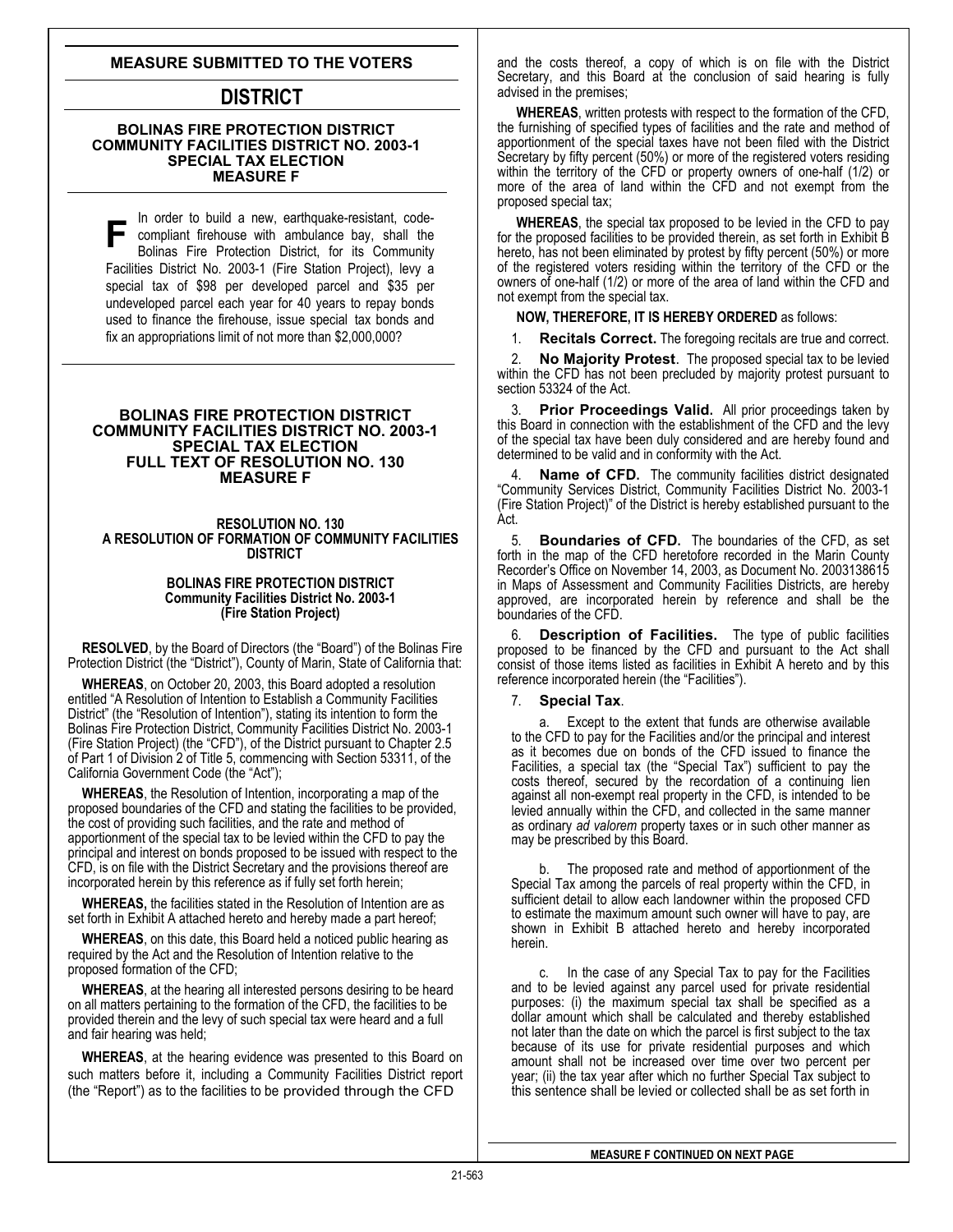## MEASURE SUBMITTED TO THE VOTERS

# DISTRICT

### BOLINAS FIRE PROTECTION DISTRICT COMMUNITY FACILITIES DISTRICT NO. 2003-1 SPECIAL TAX ELECTION MEASURE F

**F** In order to build a new, earthquake-resistant, code-compliant firehouse with ambulance bay, shall the Bolinas Fire Protection District, for its Community Facilities District No. 2003-1 (Fire Station Project), levy a special tax of $98 per developed parcel and $35 per undeveloped parcel each year for 40 years to repay bonds used to finance the firehouse, issue special tax bonds and fix an appropriations limit of not more than $2,000,000?

### BOLINAS FIRE PROTECTION DISTRICT COMMUNITY FACILITIES DISTRICT NO. 2003-1 SPECIAL TAX ELECTION FULL TEXT OF RESOLUTION NO. 130 MEASURE F

#### RESOLUTION NO. 130
#### A RESOLUTION OF FORMATION OF COMMUNITY FACILITIES DISTRICT

**BOLINAS FIRE PROTECTION DISTRICT**
**Community Facilities District No. 2003-1**
**(Fire Station Project)**

**RESOLVED**, by the Board of Directors (the "Board") of the Bolinas Fire Protection District (the "District"), County of Marin, State of California that:

**WHEREAS**, on October 20, 2003, this Board adopted a resolution entitled "A Resolution of Intention to Establish a Community Facilities District" (the "Resolution of Intention"), stating its intention to form the Bolinas Fire Protection District, Community Facilities District No. 2003-1 (Fire Station Project) (the "CFD"), of the District pursuant to Chapter 2.5 of Part 1 of Division 2 of Title 5, commencing with Section 53311, of the California Government Code (the "Act");

**WHEREAS**, the Resolution of Intention, incorporating a map of the proposed boundaries of the CFD and stating the facilities to be provided, the cost of providing such facilities, and the rate and method of apportionment of the special tax to be levied within the CFD to pay the principal and interest on bonds proposed to be issued with respect to the CFD, is on file with the District Secretary and the provisions thereof are incorporated herein by this reference as if fully set forth herein;

**WHEREAS,** the facilities stated in the Resolution of Intention are as set forth in Exhibit A attached hereto and hereby made a part hereof;

**WHEREAS**, on this date, this Board held a noticed public hearing as required by the Act and the Resolution of Intention relative to the proposed formation of the CFD;

**WHEREAS**, at the hearing all interested persons desiring to be heard on all matters pertaining to the formation of the CFD, the facilities to be provided therein and the levy of such special tax were heard and a full and fair hearing was held;

**WHEREAS**, at the hearing evidence was presented to this Board on such matters before it, including a Community Facilities District report (the "Report") as to the facilities to be provided through the CFD and the costs thereof, a copy of which is on file with the District Secretary, and this Board at the conclusion of said hearing is fully advised in the premises;

**WHEREAS**, written protests with respect to the formation of the CFD, the furnishing of specified types of facilities and the rate and method of apportionment of the special taxes have not been filed with the District Secretary by fifty percent (50%) or more of the registered voters residing within the territory of the CFD or property owners of one-half (1/2) or more of the area of land within the CFD and not exempt from the proposed special tax;

**WHEREAS**, the special tax proposed to be levied in the CFD to pay for the proposed facilities to be provided therein, as set forth in Exhibit B hereto, has not been eliminated by protest by fifty percent (50%) or more of the registered voters residing within the territory of the CFD or the owners of one-half (1/2) or more of the area of land within the CFD and not exempt from the special tax.

**NOW, THEREFORE, IT IS HEREBY ORDERED** as follows:

1. **Recitals Correct.** The foregoing recitals are true and correct.

2. **No Majority Protest**. The proposed special tax to be levied within the CFD has not been precluded by majority protest pursuant to section 53324 of the Act.

3. **Prior Proceedings Valid.** All prior proceedings taken by this Board in connection with the establishment of the CFD and the levy of the special tax have been duly considered and are hereby found and determined to be valid and in conformity with the Act.

4. **Name of CFD.** The community facilities district designated "Community Services District, Community Facilities District No. 2003-1 (Fire Station Project)" of the District is hereby established pursuant to the Act.

5. **Boundaries of CFD.** The boundaries of the CFD, as set forth in the map of the CFD heretofore recorded in the Marin County Recorder's Office on November 14, 2003, as Document No. 2003138615 in Maps of Assessment and Community Facilities Districts, are hereby approved, are incorporated herein by reference and shall be the boundaries of the CFD.

6. **Description of Facilities.** The type of public facilities proposed to be financed by the CFD and pursuant to the Act shall consist of those items listed as facilities in Exhibit A hereto and by this reference incorporated herein (the "Facilities").

7. **Special Tax**.

   a. Except to the extent that funds are otherwise available to the CFD to pay for the Facilities and/or the principal and interest as it becomes due on bonds of the CFD issued to finance the Facilities, a special tax (the "Special Tax") sufficient to pay the costs thereof, secured by the recordation of a continuing lien against all non-exempt real property in the CFD, is intended to be levied annually within the CFD, and collected in the same manner as ordinary *ad valorem* property taxes or in such other manner as may be prescribed by this Board.

   b. The proposed rate and method of apportionment of the Special Tax among the parcels of real property within the CFD, in sufficient detail to allow each landowner within the proposed CFD to estimate the maximum amount such owner will have to pay, are shown in Exhibit B attached hereto and hereby incorporated herein.

   c. In the case of any Special Tax to pay for the Facilities and to be levied against any parcel used for private residential purposes: (i) the maximum special tax shall be specified as a dollar amount which shall be calculated and thereby established not later than the date on which the parcel is first subject to the tax because of its use for private residential purposes and which amount shall not be increased over time over two percent per year; (ii) the tax year after which no further Special Tax subject to this sentence shall be levied or collected shall be as set forth in

MEASURE F CONTINUED ON NEXT PAGE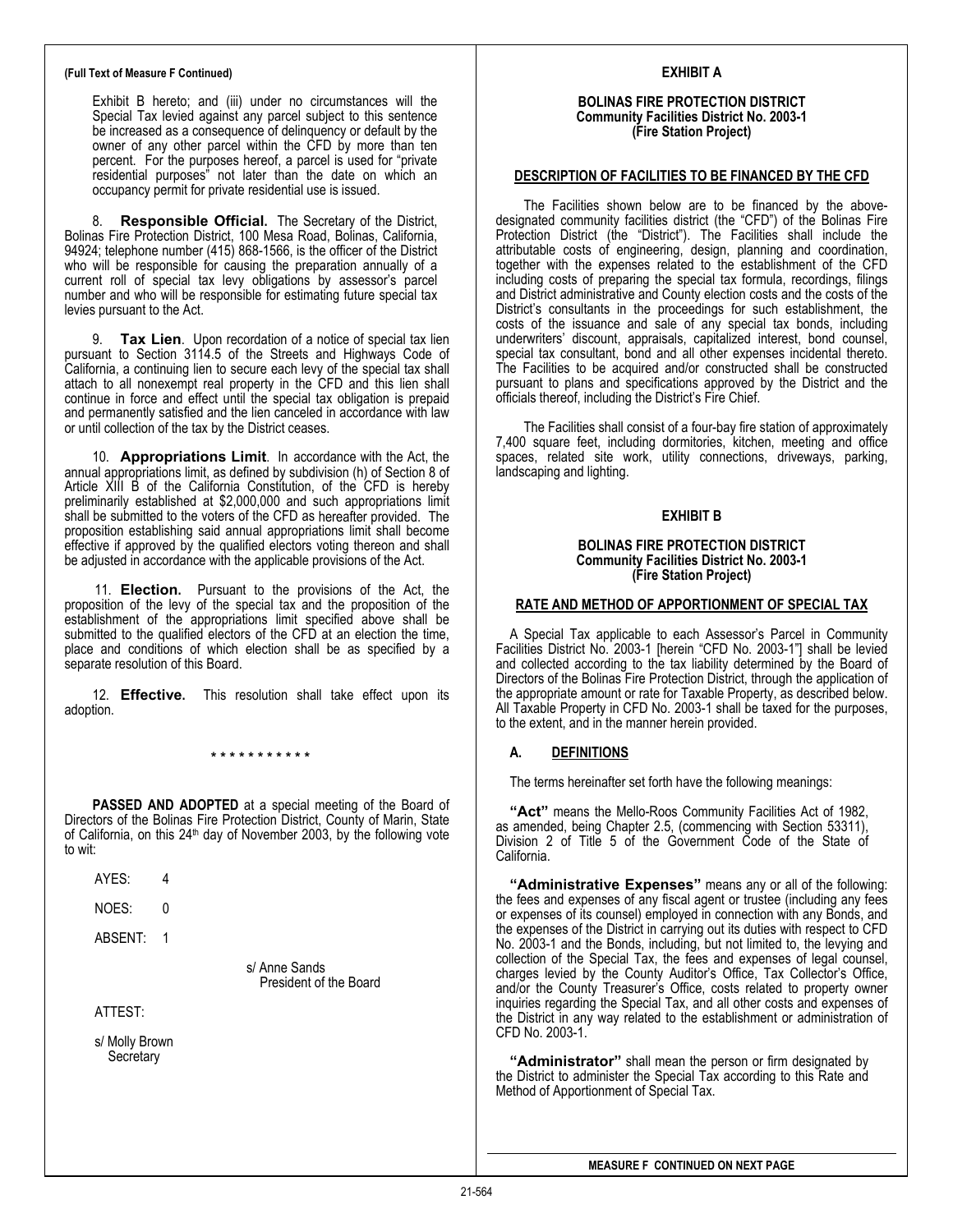**(Full Text of Measure F Continued)**

Exhibit B hereto; and (iii) under no circumstances will the Special Tax levied against any parcel subject to this sentence be increased as a consequence of delinquency or default by the owner of any other parcel within the CFD by more than ten percent. For the purposes hereof, a parcel is used for "private residential purposes" not later than the date on which an occupancy permit for private residential use is issued.

8. **Responsible Official.** The Secretary of the District, Bolinas Fire Protection District, 100 Mesa Road, Bolinas, California, 94924; telephone number (415) 868-1566, is the officer of the District who will be responsible for causing the preparation annually of a current roll of special tax levy obligations by assessor's parcel number and who will be responsible for estimating future special tax levies pursuant to the Act.

9. **Tax Lien**. Upon recordation of a notice of special tax lien pursuant to Section 3114.5 of the Streets and Highways Code of California, a continuing lien to secure each levy of the special tax shall attach to all nonexempt real property in the CFD and this lien shall continue in force and effect until the special tax obligation is prepaid and permanently satisfied and the lien canceled in accordance with law or until collection of the tax by the District ceases.

10. **Appropriations Limit**. In accordance with the Act, the annual appropriations limit, as defined by subdivision (h) of Section 8 of Article XIII B of the California Constitution, of the CFD is hereby preliminarily established at $2,000,000 and such appropriations limit shall be submitted to the voters of the CFD as hereafter provided. The proposition establishing said annual appropriations limit shall become effective if approved by the qualified electors voting thereon and shall be adjusted in accordance with the applicable provisions of the Act.

11. **Election.** Pursuant to the provisions of the Act, the proposition of the levy of the special tax and the proposition of the establishment of the appropriations limit specified above shall be submitted to the qualified electors of the CFD at an election the time, place and conditions of which election shall be as specified by a separate resolution of this Board.

12. **Effective.** This resolution shall take effect upon its adoption.

\* \* \* \* \* \* \* \* \* \* \* \*

**PASSED AND ADOPTED** at a special meeting of the Board of Directors of the Bolinas Fire Protection District, County of Marin, State of California, on this 24th day of November 2003, by the following vote to wit:

AYES: 4

NOES: 0

ABSENT: 1

s/ Anne Sands
President of the Board

ATTEST:

s/ Molly Brown
Secretary

## EXHIBIT A

**BOLINAS FIRE PROTECTION DISTRICT**
**Community Facilities District No. 2003-1**
**(Fire Station Project)**

**DESCRIPTION OF FACILITIES TO BE FINANCED BY THE CFD**

The Facilities shown below are to be financed by the above-designated community facilities district (the "CFD") of the Bolinas Fire Protection District (the "District"). The Facilities shall include the attributable costs of engineering, design, planning and coordination, together with the expenses related to the establishment of the CFD including costs of preparing the special tax formula, recordings, filings and District administrative and County election costs and the costs of the District's consultants in the proceedings for such establishment, the costs of the issuance and sale of any special tax bonds, including underwriters' discount, appraisals, capitalized interest, bond counsel, special tax consultant, bond and all other expenses incidental thereto. The Facilities to be acquired and/or constructed shall be constructed pursuant to plans and specifications approved by the District and the officials thereof, including the District's Fire Chief.

The Facilities shall consist of a four-bay fire station of approximately 7,400 square feet, including dormitories, kitchen, meeting and office spaces, related site work, utility connections, driveways, parking, landscaping and lighting.

## EXHIBIT B

**BOLINAS FIRE PROTECTION DISTRICT**
**Community Facilities District No. 2003-1**
**(Fire Station Project)**

**RATE AND METHOD OF APPORTIONMENT OF SPECIAL TAX**

A Special Tax applicable to each Assessor's Parcel in Community Facilities District No. 2003-1 [herein "CFD No. 2003-1"] shall be levied and collected according to the tax liability determined by the Board of Directors of the Bolinas Fire Protection District, through the application of the appropriate amount or rate for Taxable Property, as described below. All Taxable Property in CFD No. 2003-1 shall be taxed for the purposes, to the extent, and in the manner herein provided.

### A. DEFINITIONS

The terms hereinafter set forth have the following meanings:

**"Act"** means the Mello-Roos Community Facilities Act of 1982, as amended, being Chapter 2.5, (commencing with Section 53311), Division 2 of Title 5 of the Government Code of the State of California.

**"Administrative Expenses"** means any or all of the following: the fees and expenses of any fiscal agent or trustee (including any fees or expenses of its counsel) employed in connection with any Bonds, and the expenses of the District in carrying out its duties with respect to CFD No. 2003-1 and the Bonds, including, but not limited to, the levying and collection of the Special Tax, the fees and expenses of legal counsel, charges levied by the County Auditor's Office, Tax Collector's Office, and/or the County Treasurer's Office, costs related to property owner inquiries regarding the Special Tax, and all other costs and expenses of the District in any way related to the establishment or administration of CFD No. 2003-1.

**"Administrator"** shall mean the person or firm designated by the District to administer the Special Tax according to this Rate and Method of Apportionment of Special Tax.

**MEASURE F CONTINUED ON NEXT PAGE**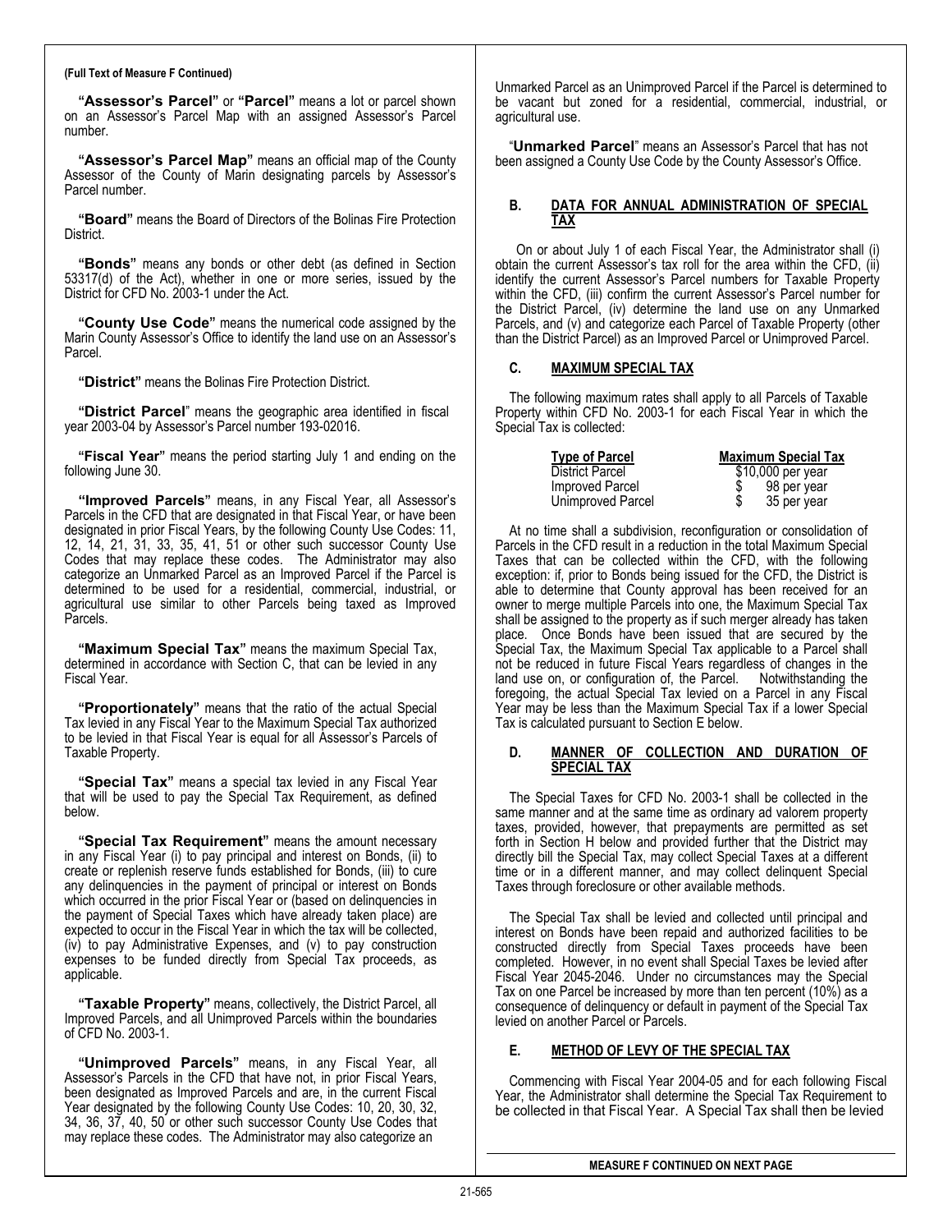**(Full Text of Measure F Continued)**

**"Assessor's Parcel"** or **"Parcel"** means a lot or parcel shown on an Assessor's Parcel Map with an assigned Assessor's Parcel number.

**"Assessor's Parcel Map"** means an official map of the County Assessor of the County of Marin designating parcels by Assessor's Parcel number.

**"Board"** means the Board of Directors of the Bolinas Fire Protection District.

**"Bonds"** means any bonds or other debt (as defined in Section 53317(d) of the Act), whether in one or more series, issued by the District for CFD No. 2003-1 under the Act.

**"County Use Code"** means the numerical code assigned by the Marin County Assessor's Office to identify the land use on an Assessor's Parcel.

**"District"** means the Bolinas Fire Protection District.

**"District Parcel"** means the geographic area identified in fiscal year 2003-04 by Assessor's Parcel number 193-02016.

**"Fiscal Year"** means the period starting July 1 and ending on the following June 30.

**"Improved Parcels"** means, in any Fiscal Year, all Assessor's Parcels in the CFD that are designated in that Fiscal Year, or have been designated in prior Fiscal Years, by the following County Use Codes: 11, 12, 14, 21, 31, 33, 35, 41, 51 or other such successor County Use Codes that may replace these codes. The Administrator may also categorize an Unmarked Parcel as an Improved Parcel if the Parcel is determined to be used for a residential, commercial, industrial, or agricultural use similar to other Parcels being taxed as Improved Parcels.

**"Maximum Special Tax"** means the maximum Special Tax, determined in accordance with Section C, that can be levied in any Fiscal Year.

**"Proportionately"** means that the ratio of the actual Special Tax levied in any Fiscal Year to the Maximum Special Tax authorized to be levied in that Fiscal Year is equal for all Assessor's Parcels of Taxable Property.

**"Special Tax"** means a special tax levied in any Fiscal Year that will be used to pay the Special Tax Requirement, as defined below.

**"Special Tax Requirement"** means the amount necessary in any Fiscal Year (i) to pay principal and interest on Bonds, (ii) to create or replenish reserve funds established for Bonds, (iii) to cure any delinquencies in the payment of principal or interest on Bonds which occurred in the prior Fiscal Year or (based on delinquencies in the payment of Special Taxes which have already taken place) are expected to occur in the Fiscal Year in which the tax will be collected, (iv) to pay Administrative Expenses, and (v) to pay construction expenses to be funded directly from Special Tax proceeds, as applicable.

**"Taxable Property"** means, collectively, the District Parcel, all Improved Parcels, and all Unimproved Parcels within the boundaries of CFD No. 2003-1.

**"Unimproved Parcels"** means, in any Fiscal Year, all Assessor's Parcels in the CFD that have not, in prior Fiscal Years, been designated as Improved Parcels and are, in the current Fiscal Year designated by the following County Use Codes: 10, 20, 30, 32, 34, 36, 37, 40, 50 or other such successor County Use Codes that may replace these codes. The Administrator may also categorize an Unmarked Parcel as an Unimproved Parcel if the Parcel is determined to be vacant but zoned for a residential, commercial, industrial, or agricultural use.

"**Unmarked Parcel**" means an Assessor's Parcel that has not been assigned a County Use Code by the County Assessor's Office.

## B. DATA FOR ANNUAL ADMINISTRATION OF SPECIAL TAX

On or about July 1 of each Fiscal Year, the Administrator shall (i) obtain the current Assessor's tax roll for the area within the CFD, (ii) identify the current Assessor's Parcel numbers for Taxable Property within the CFD, (iii) confirm the current Assessor's Parcel number for the District Parcel, (iv) determine the land use on any Unmarked Parcels, and (v) and categorize each Parcel of Taxable Property (other than the District Parcel) as an Improved Parcel or Unimproved Parcel.

## C. MAXIMUM SPECIAL TAX

The following maximum rates shall apply to all Parcels of Taxable Property within CFD No. 2003-1 for each Fiscal Year in which the Special Tax is collected:

| Type of Parcel | Maximum Special Tax |
|---|---|
| District Parcel | $10,000 per year |
| Improved Parcel | $ 98 per year |
| Unimproved Parcel | $ 35 per year |

At no time shall a subdivision, reconfiguration or consolidation of Parcels in the CFD result in a reduction in the total Maximum Special Taxes that can be collected within the CFD, with the following exception: if, prior to Bonds being issued for the CFD, the District is able to determine that County approval has been received for an owner to merge multiple Parcels into one, the Maximum Special Tax shall be assigned to the property as if such merger already has taken place. Once Bonds have been issued that are secured by the Special Tax, the Maximum Special Tax applicable to a Parcel shall not be reduced in future Fiscal Years regardless of changes in the land use on, or configuration of, the Parcel. Notwithstanding the foregoing, the actual Special Tax levied on a Parcel in any Fiscal Year may be less than the Maximum Special Tax if a lower Special Tax is calculated pursuant to Section E below.

## D. MANNER OF COLLECTION AND DURATION OF SPECIAL TAX

The Special Taxes for CFD No. 2003-1 shall be collected in the same manner and at the same time as ordinary ad valorem property taxes, provided, however, that prepayments are permitted as set forth in Section H below and provided further that the District may directly bill the Special Tax, may collect Special Taxes at a different time or in a different manner, and may collect delinquent Special Taxes through foreclosure or other available methods.

The Special Tax shall be levied and collected until principal and interest on Bonds have been repaid and authorized facilities to be constructed directly from Special Taxes proceeds have been completed. However, in no event shall Special Taxes be levied after Fiscal Year 2045-2046. Under no circumstances may the Special Tax on one Parcel be increased by more than ten percent (10%) as a consequence of delinquency or default in payment of the Special Tax levied on another Parcel or Parcels.

## E. METHOD OF LEVY OF THE SPECIAL TAX

Commencing with Fiscal Year 2004-05 and for each following Fiscal Year, the Administrator shall determine the Special Tax Requirement to be collected in that Fiscal Year. A Special Tax shall then be levied

**MEASURE F CONTINUED ON NEXT PAGE**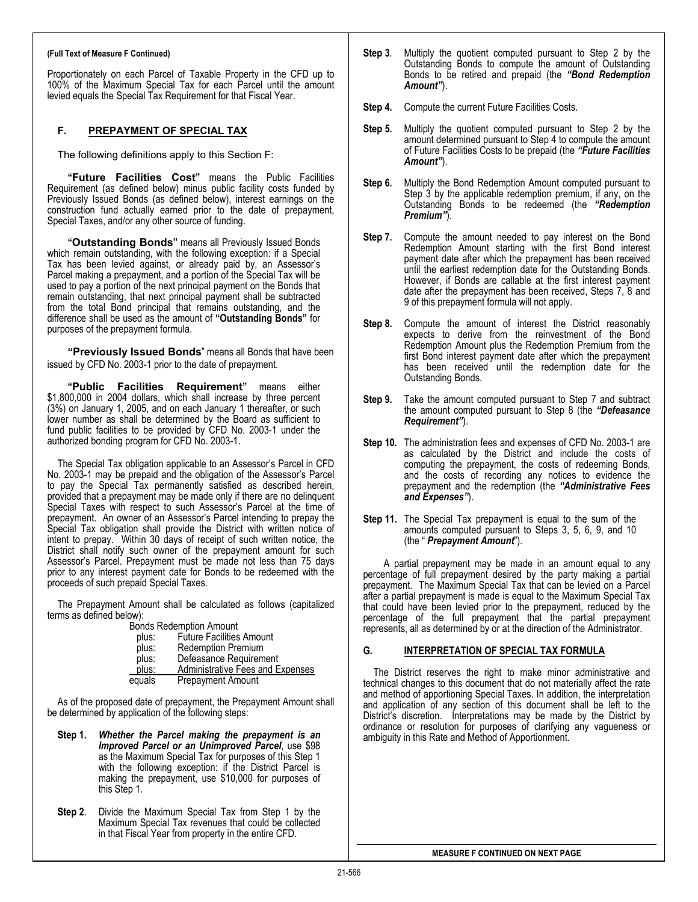**(Full Text of Measure F Continued)**

Proportionately on each Parcel of Taxable Property in the CFD up to 100% of the Maximum Special Tax for each Parcel until the amount levied equals the Special Tax Requirement for that Fiscal Year.

## F. PREPAYMENT OF SPECIAL TAX

The following definitions apply to this Section F:

**"Future Facilities Cost"** means the Public Facilities Requirement (as defined below) minus public facility costs funded by Previously Issued Bonds (as defined below), interest earnings on the construction fund actually earned prior to the date of prepayment, Special Taxes, and/or any other source of funding.

**"Outstanding Bonds"** means all Previously Issued Bonds which remain outstanding, with the following exception: if a Special Tax has been levied against, or already paid by, an Assessor's Parcel making a prepayment, and a portion of the Special Tax will be used to pay a portion of the next principal payment on the Bonds that remain outstanding, that next principal payment shall be subtracted from the total Bond principal that remains outstanding, and the difference shall be used as the amount of **"Outstanding Bonds"** for purposes of the prepayment formula.

**"Previously Issued Bonds"** means all Bonds that have been issued by CFD No. 2003-1 prior to the date of prepayment.

**"Public Facilities Requirement"** means either \$1,800,000 in 2004 dollars, which shall increase by three percent (3%) on January 1, 2005, and on each January 1 thereafter, or such lower number as shall be determined by the Board as sufficient to fund public facilities to be provided by CFD No. 2003-1 under the authorized bonding program for CFD No. 2003-1.

The Special Tax obligation applicable to an Assessor's Parcel in CFD No. 2003-1 may be prepaid and the obligation of the Assessor's Parcel to pay the Special Tax permanently satisfied as described herein, provided that a prepayment may be made only if there are no delinquent Special Taxes with respect to such Assessor's Parcel at the time of prepayment. An owner of an Assessor's Parcel intending to prepay the Special Tax obligation shall provide the District with written notice of intent to prepay. Within 30 days of receipt of such written notice, the District shall notify such owner of the prepayment amount for such Assessor's Parcel. Prepayment must be made not less than 75 days prior to any interest payment date for Bonds to be redeemed with the proceeds of such prepaid Special Taxes.

The Prepayment Amount shall be calculated as follows (capitalized terms as defined below):

| | |
|---|---|
| | Bonds Redemption Amount |
| plus: | Future Facilities Amount |
| plus: | Redemption Premium |
| plus: | Defeasance Requirement |
| plus: | Administrative Fees and Expenses |
| equals | Prepayment Amount |

As of the proposed date of prepayment, the Prepayment Amount shall be determined by application of the following steps:

**Step 1.** ***Whether the Parcel making the prepayment is an Improved Parcel or an Unimproved Parcel***, use \$98 as the Maximum Special Tax for purposes of this Step 1 with the following exception: if the District Parcel is making the prepayment, use \$10,000 for purposes of this Step 1.

**Step 2**. Divide the Maximum Special Tax from Step 1 by the Maximum Special Tax revenues that could be collected in that Fiscal Year from property in the entire CFD.

**Step 3**. Multiply the quotient computed pursuant to Step 2 by the Outstanding Bonds to compute the amount of Outstanding Bonds to be retired and prepaid (the ***"Bond Redemption Amount"***).

**Step 4.** Compute the current Future Facilities Costs.

**Step 5.** Multiply the quotient computed pursuant to Step 2 by the amount determined pursuant to Step 4 to compute the amount of Future Facilities Costs to be prepaid (the ***"Future Facilities Amount"***).

**Step 6.** Multiply the Bond Redemption Amount computed pursuant to Step 3 by the applicable redemption premium, if any, on the Outstanding Bonds to be redeemed (the ***"Redemption Premium"***).

**Step 7.** Compute the amount needed to pay interest on the Bond Redemption Amount starting with the first Bond interest payment date after which the prepayment has been received until the earliest redemption date for the Outstanding Bonds. However, if Bonds are callable at the first interest payment date after the prepayment has been received, Steps 7, 8 and 9 of this prepayment formula will not apply.

**Step 8.** Compute the amount of interest the District reasonably expects to derive from the reinvestment of the Bond Redemption Amount plus the Redemption Premium from the first Bond interest payment date after which the prepayment has been received until the redemption date for the Outstanding Bonds.

**Step 9.** Take the amount computed pursuant to Step 7 and subtract the amount computed pursuant to Step 8 (the ***"Defeasance Requirement"***).

**Step 10.** The administration fees and expenses of CFD No. 2003-1 are as calculated by the District and include the costs of computing the prepayment, the costs of redeeming Bonds, and the costs of recording any notices to evidence the prepayment and the redemption (the ***"Administrative Fees and Expenses"***).

**Step 11.** The Special Tax prepayment is equal to the sum of the amounts computed pursuant to Steps 3, 5, 6, 9, and 10 (the "***Prepayment Amount***").

A partial prepayment may be made in an amount equal to any percentage of full prepayment desired by the party making a partial prepayment. The Maximum Special Tax that can be levied on a Parcel after a partial prepayment is made is equal to the Maximum Special Tax that could have been levied prior to the prepayment, reduced by the percentage of the full prepayment that the partial prepayment represents, all as determined by or at the direction of the Administrator.

## G. INTERPRETATION OF SPECIAL TAX FORMULA

The District reserves the right to make minor administrative and technical changes to this document that do not materially affect the rate and method of apportioning Special Taxes. In addition, the interpretation and application of any section of this document shall be left to the District's discretion. Interpretations may be made by the District by ordinance or resolution for purposes of clarifying any vagueness or ambiguity in this Rate and Method of Apportionment.

**MEASURE F CONTINUED ON NEXT PAGE**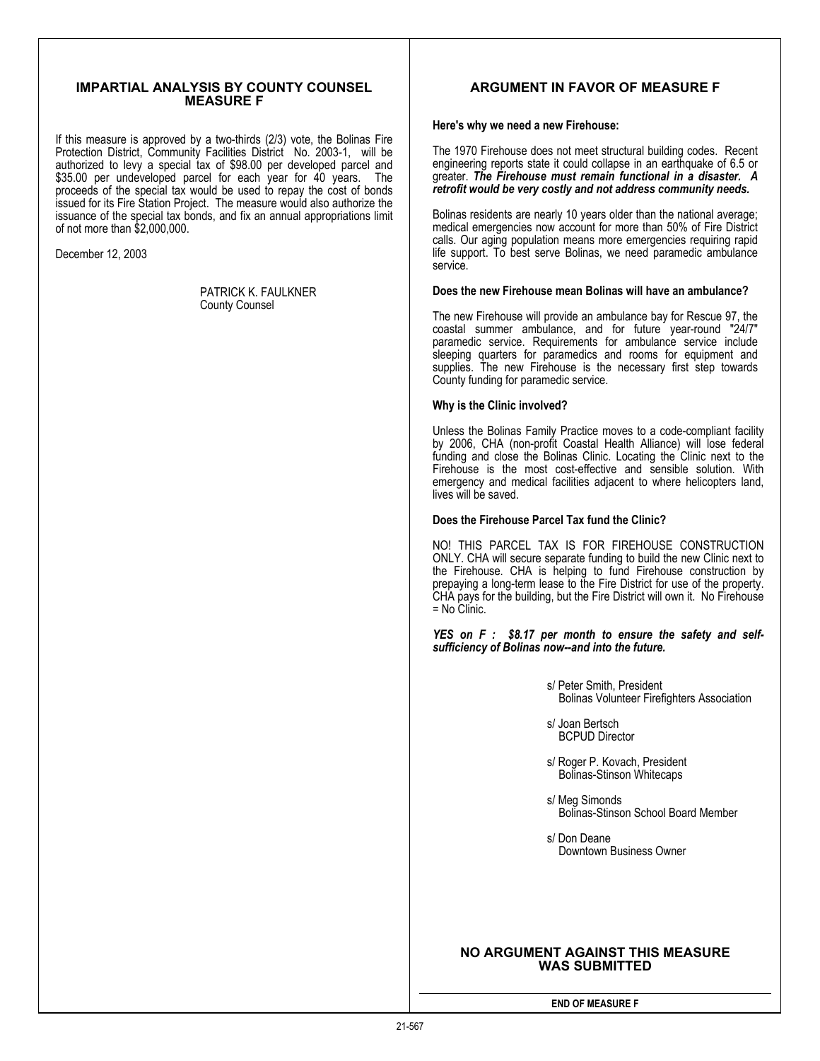## IMPARTIAL ANALYSIS BY COUNTY COUNSEL MEASURE F

If this measure is approved by a two-thirds (2/3) vote, the Bolinas Fire Protection District, Community Facilities District No. 2003-1, will be authorized to levy a special tax of $98.00 per developed parcel and $35.00 per undeveloped parcel for each year for 40 years. The proceeds of the special tax would be used to repay the cost of bonds issued for its Fire Station Project. The measure would also authorize the issuance of the special tax bonds, and fix an annual appropriations limit of not more than $2,000,000.

December 12, 2003

PATRICK K. FAULKNER
County Counsel

## ARGUMENT IN FAVOR OF MEASURE F

**Here's why we need a new Firehouse:**

The 1970 Firehouse does not meet structural building codes. Recent engineering reports state it could collapse in an earthquake of 6.5 or greater. ***The Firehouse must remain functional in a disaster. A retrofit would be very costly and not address community needs.***

Bolinas residents are nearly 10 years older than the national average; medical emergencies now account for more than 50% of Fire District calls. Our aging population means more emergencies requiring rapid life support. To best serve Bolinas, we need paramedic ambulance service.

**Does the new Firehouse mean Bolinas will have an ambulance?**

The new Firehouse will provide an ambulance bay for Rescue 97, the coastal summer ambulance, and for future year-round "24/7" paramedic service. Requirements for ambulance service include sleeping quarters for paramedics and rooms for equipment and supplies. The new Firehouse is the necessary first step towards County funding for paramedic service.

**Why is the Clinic involved?**

Unless the Bolinas Family Practice moves to a code-compliant facility by 2006, CHA (non-profit Coastal Health Alliance) will lose federal funding and close the Bolinas Clinic. Locating the Clinic next to the Firehouse is the most cost-effective and sensible solution. With emergency and medical facilities adjacent to where helicopters land, lives will be saved.

**Does the Firehouse Parcel Tax fund the Clinic?**

NO! THIS PARCEL TAX IS FOR FIREHOUSE CONSTRUCTION ONLY. CHA will secure separate funding to build the new Clinic next to the Firehouse. CHA is helping to fund Firehouse construction by prepaying a long-term lease to the Fire District for use of the property. CHA pays for the building, but the Fire District will own it. No Firehouse = No Clinic.

***YES on F : $8.17 per month to ensure the safety and self-sufficiency of Bolinas now--and into the future.***

s/ Peter Smith, President
Bolinas Volunteer Firefighters Association

s/ Joan Bertsch
BCPUD Director

s/ Roger P. Kovach, President
Bolinas-Stinson Whitecaps

s/ Meg Simonds
Bolinas-Stinson School Board Member

s/ Don Deane
Downtown Business Owner

## NO ARGUMENT AGAINST THIS MEASURE WAS SUBMITTED

**END OF MEASURE F**